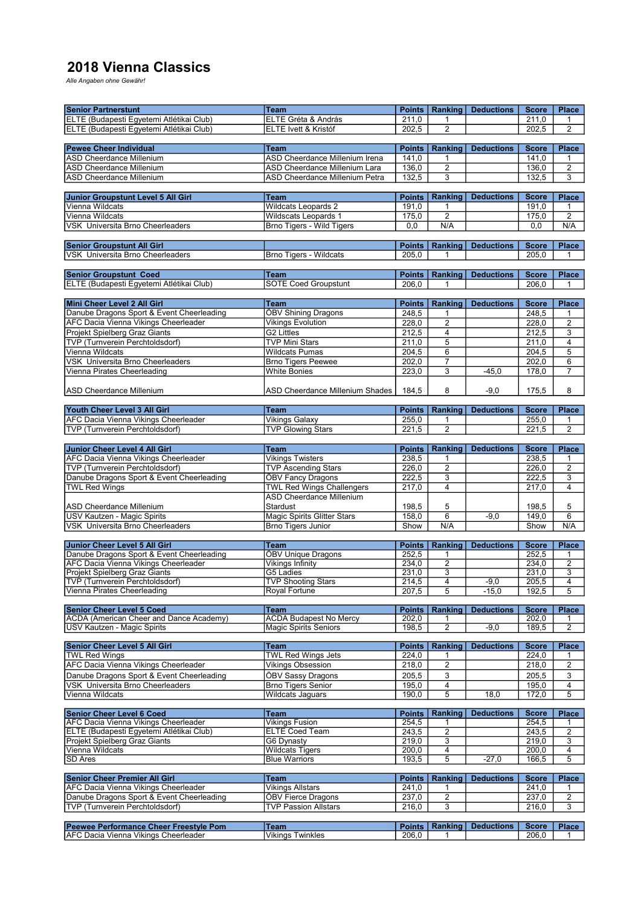# 2018 Vienna Classics

*Alle Angaben ohne Gewähr!*

| Senior Partnerstunt | Team | Points | Ranking | Deductions | Score | Place |
|---|---|---|---|---|---|---|
| ELTE (Budapesti Egyetemi Atlétikai Club) | ELTE Gréta & András | 211,0 | 1 | | 211,0 | 1 |
| ELTE (Budapesti Egyetemi Atlétikai Club) | ELTE Ivett & Kristóf | 202,5 | 2 | | 202,5 | 2 |

| Pewee Cheer Individual | Team | Points | Ranking | Deductions | Score | Place |
|---|---|---|---|---|---|---|
| ASD Cheerdance Millenium | ASD Cheerdance Millenium Irena | 141,0 | 1 | | 141,0 | 1 |
| ASD Cheerdance Millenium | ASD Cheerdance Millenium Lara | 136,0 | 2 | | 136,0 | 2 |
| ASD Cheerdance Millenium | ASD Cheerdance Millenium Petra | 132,5 | 3 | | 132,5 | 3 |

| Junior Groupstunt Level 5 All Girl | Team | Points | Ranking | Deductions | Score | Place |
|---|---|---|---|---|---|---|
| Vienna Wildcats | Wildcats Leopards 2 | 191,0 | 1 | | 191,0 | 1 |
| Vienna Wildcats | Wildscats Leopards 1 | 175,0 | 2 | | 175,0 | 2 |
| VSK Universita Brno Cheerleaders | Brno Tigers - Wild Tigers | 0,0 | N/A | | 0,0 | N/A |

| Senior Groupstunt All Girl | | Points | Ranking | Deductions | Score | Place |
|---|---|---|---|---|---|---|
| VSK Universita Brno Cheerleaders | Brno Tigers - Wildcats | 205,0 | 1 | | 205,0 | 1 |

| Senior Groupstunt Coed | Team | Points | Ranking | Deductions | Score | Place |
|---|---|---|---|---|---|---|
| ELTE (Budapesti Egyetemi Atlétikai Club) | SOTE Coed Groupstunt | 206,0 | 1 | | 206,0 | 1 |

| Mini Cheer Level 2 All Girl | Team | Points | Ranking | Deductions | Score | Place |
|---|---|---|---|---|---|---|
| Danube Dragons Sport & Event Cheerleading | ÖBV Shining Dragons | 248,5 | 1 | | 248,5 | 1 |
| AFC Dacia Vienna Vikings Cheerleader | Vikings Evolution | 228,0 | 2 | | 228,0 | 2 |
| Projekt Spielberg Graz Giants | G2 Littles | 212,5 | 4 | | 212,5 | 3 |
| TVP (Turnverein Perchtoldsdorf) | TVP Mini Stars | 211,0 | 5 | | 211,0 | 4 |
| Vienna Wildcats | Wildcats Pumas | 204,5 | 6 | | 204,5 | 5 |
| VSK Universita Brno Cheerleaders | Brno Tigers Peewee | 202,0 | 7 | | 202,0 | 6 |
| Vienna Pirates Cheerleading | White Bones | 223,0 | 3 | -45,0 | 178,0 | 7 |
| ASD Cheerdance Millenium | ASD Cheerdance Millenium Shades | 184,5 | 8 | -9,0 | 175,5 | 8 |

| Youth Cheer Level 3 All Girl | Team | Points | Ranking | Deductions | Score | Place |
|---|---|---|---|---|---|---|
| AFC Dacia Vienna Vikings Cheerleader | Vikings Galaxy | 255,0 | 1 | | 255,0 | 1 |
| TVP (Turnverein Perchtoldsdorf) | TVP Glowing Stars | 221,5 | 2 | | 221,5 | 2 |

| Junior Cheer Level 4 All Girl | Team | Points | Ranking | Deductions | Score | Place |
|---|---|---|---|---|---|---|
| AFC Dacia Vienna Vikings Cheerleader | Vikings Twisters | 238,5 | 1 | | 238,5 | 1 |
| TVP (Turnverein Perchtoldsdorf) | TVP Ascending Stars | 226,0 | 2 | | 226,0 | 2 |
| Danube Dragons Sport & Event Cheerleading | ÖBV Fancy Dragons | 222,5 | 3 | | 222,5 | 3 |
| TWL Red Wings | TWL Red Wings Challengers | 217,0 | 4 | | 217,0 | 4 |
| ASD Cheerdance Millenium | ASD Cheerdance Millenium Stardust | 198,5 | 5 | | 198,5 | 5 |
| USV Kautzen - Magic Spirits | Magic Spirits Glitter Stars | 158,0 | 6 | -9,0 | 149,0 | 6 |
| VSK Universita Brno Cheerleaders | Brno Tigers Junior | Show | N/A | | Show | N/A |

| Junior Cheer Level 5 All Girl | Team | Points | Ranking | Deductions | Score | Place |
|---|---|---|---|---|---|---|
| Danube Dragons Sport & Event Cheerleading | ÖBV Unique Dragons | 252,5 | 1 | | 252,5 | 1 |
| AFC Dacia Vienna Vikings Cheerleader | Vikings Infinity | 234,0 | 2 | | 234,0 | 2 |
| Projekt Spielberg Graz Giants | G5 Ladies | 231,0 | 3 | | 231,0 | 3 |
| TVP (Turnverein Perchtoldsdorf) | TVP Shooting Stars | 214,5 | 4 | -9,0 | 205,5 | 4 |
| Vienna Pirates Cheerleading | Royal Fortune | 207,5 | 5 | -15,0 | 192,5 | 5 |

| Senior Cheer Level 5 Coed | Team | Points | Ranking | Deductions | Score | Place |
|---|---|---|---|---|---|---|
| ACDA (American Cheer and Dance Academy) | ACDA Budapest No Mercy | 202,0 | 1 | | 202,0 | 1 |
| USV Kautzen - Magic Spirits | Magic Spirits Seniors | 198,5 | 2 | -9,0 | 189,5 | 2 |

| Senior Cheer Level 5 All Girl | Team | Points | Ranking | Deductions | Score | Place |
|---|---|---|---|---|---|---|
| TWL Red Wings | TWL Red Wings Jets | 224,0 | 1 | | 224,0 | 1 |
| AFC Dacia Vienna Vikings Cheerleader | Vikings Obsession | 218,0 | 2 | | 218,0 | 2 |
| Danube Dragons Sport & Event Cheerleading | ÖBV Sassy Dragons | 205,5 | 3 | | 205,5 | 3 |
| VSK Universita Brno Cheerleaders | Brno Tigers Senior | 195,0 | 4 | | 195,0 | 4 |
| Vienna Wildcats | Wildcats Jaguars | 190,0 | 5 | 18,0 | 172,0 | 5 |

| Senior Cheer Level 6 Coed | Team | Points | Ranking | Deductions | Score | Place |
|---|---|---|---|---|---|---|
| AFC Dacia Vienna Vikings Cheerleader | Vikings Fusion | 254,5 | 1 | | 254,5 | 1 |
| ELTE (Budapesti Egyetemi Atlétikai Club) | ELTE Coed Team | 243,5 | 2 | | 243,5 | 2 |
| Projekt Spielberg Graz Giants | G6 Dynasty | 219,0 | 3 | | 219,0 | 3 |
| Vienna Wildcats | Wildcats Tigers | 200,0 | 4 | | 200,0 | 4 |
| SD Ares | Blue Warriors | 193,5 | 5 | -27,0 | 166,5 | 5 |

| Senior Cheer Premier All Girl | Team | Points | Ranking | Deductions | Score | Place |
|---|---|---|---|---|---|---|
| AFC Dacia Vienna Vikings Cheerleader | Vikings Allstars | 241,0 | 1 | | 241,0 | 1 |
| Danube Dragons Sport & Event Cheerleading | ÖBV Fierce Dragons | 237,0 | 2 | | 237,0 | 2 |
| TVP (Turnverein Perchtoldsdorf) | TVP Passion Allstars | 216,0 | 3 | | 216,0 | 3 |

| Peewee Performance Cheer Freestyle Pom | Team | Points | Ranking | Deductions | Score | Place |
|---|---|---|---|---|---|---|
| AFC Dacia Vienna Vikings Cheerleader | Vikings Twinkles | 206,0 | 1 | | 206,0 | 1 |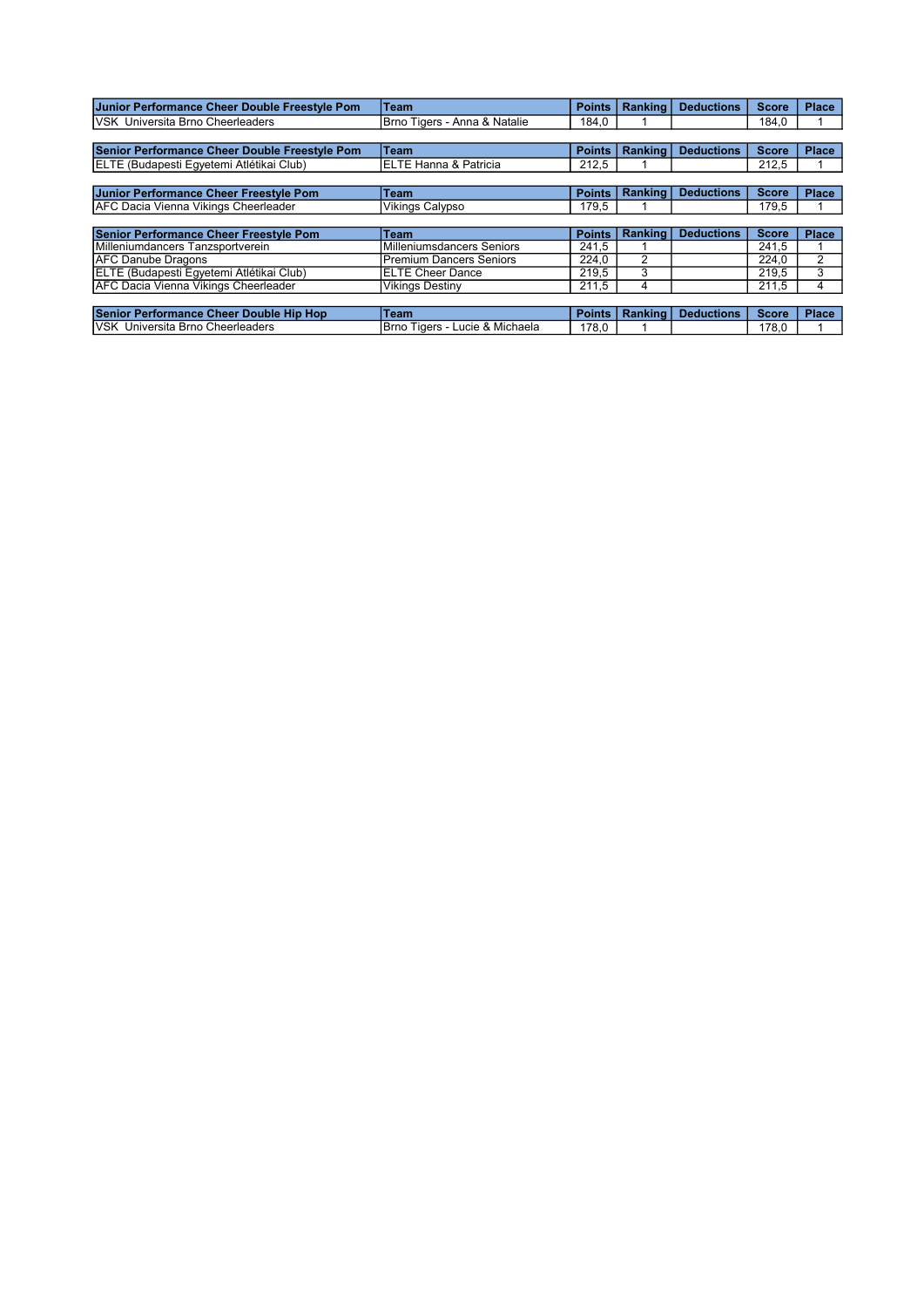| Junior Performance Cheer Double Freestyle Pom | Team | Points | Ranking | Deductions | Score | Place |
|---|---|---|---|---|---|---|
| VSK  Universita Brno Cheerleaders | Brno Tigers - Anna & Natalie | 184,0 | 1 | | 184,0 | 1 |

| Senior Performance Cheer Double Freestyle Pom | Team | Points | Ranking | Deductions | Score | Place |
|---|---|---|---|---|---|---|
| ELTE (Budapesti Egyetemi Atlétikai Club) | ELTE Hanna & Patricia | 212,5 | 1 | | 212,5 | 1 |

| Junior Performance Cheer Freestyle Pom | Team | Points | Ranking | Deductions | Score | Place |
|---|---|---|---|---|---|---|
| AFC Dacia Vienna Vikings Cheerleader | Vikings Calypso | 179,5 | 1 | | 179,5 | 1 |

| Senior Performance Cheer Freestyle Pom | Team | Points | Ranking | Deductions | Score | Place |
|---|---|---|---|---|---|---|
| Milleniumdancers Tanzsportverein | Milleniumsdancers Seniors | 241,5 | 1 | | 241,5 | 1 |
| AFC Danube Dragons | Premium Dancers Seniors | 224,0 | 2 | | 224,0 | 2 |
| ELTE (Budapesti Egyetemi Atlétikai Club) | ELTE Cheer Dance | 219,5 | 3 | | 219,5 | 3 |
| AFC Dacia Vienna Vikings Cheerleader | Vikings Destiny | 211,5 | 4 | | 211,5 | 4 |

| Senior Performance Cheer Double Hip Hop | Team | Points | Ranking | Deductions | Score | Place |
|---|---|---|---|---|---|---|
| VSK  Universita Brno Cheerleaders | Brno Tigers - Lucie & Michaela | 178,0 | 1 | | 178,0 | 1 |